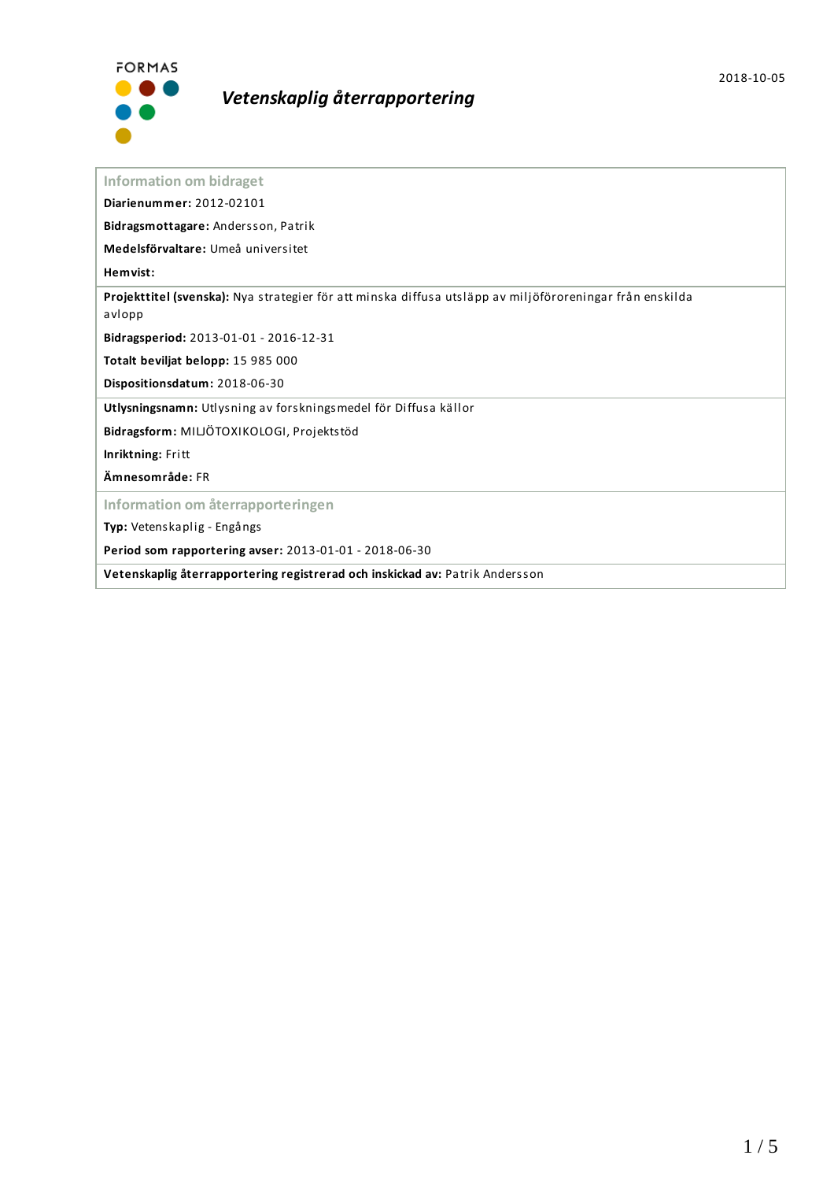FORMAS

2018-10-05

# *Vetenskaplig återrapportering*

## Information om bidraget

**Diarienummer:** 2012-02101

**Bidragsmottagare:** Andersson, Patrik

**Medelsförvaltare:** Umeå universitet

**Hemvist:**

**Projekttitel (svenska):** Nya strategier för att minska diffusa utsläpp av miljöföroreningar från enskilda avlopp

**Bidragsperiod:** 2013-01-01 - 2016-12-31

**Totalt beviljat belopp:** 15 985 000

**Dispositionsdatum:** 2018-06-30

**Utlysningsnamn:** Utlysning av forskningsmedel för Diffusa källor

**Bidragsform:** MILJÖTOXIKOLOGI, Projektstöd

**Inriktning:** Fritt

**Ämnesområde:** FR

## Information om återrapporteringen

**Typ:** Vetenskaplig - Engångs

**Period som rapportering avser:** 2013-01-01 - 2018-06-30

**Vetenskaplig återrapportering registrerad och inskickad av:** Patrik Andersson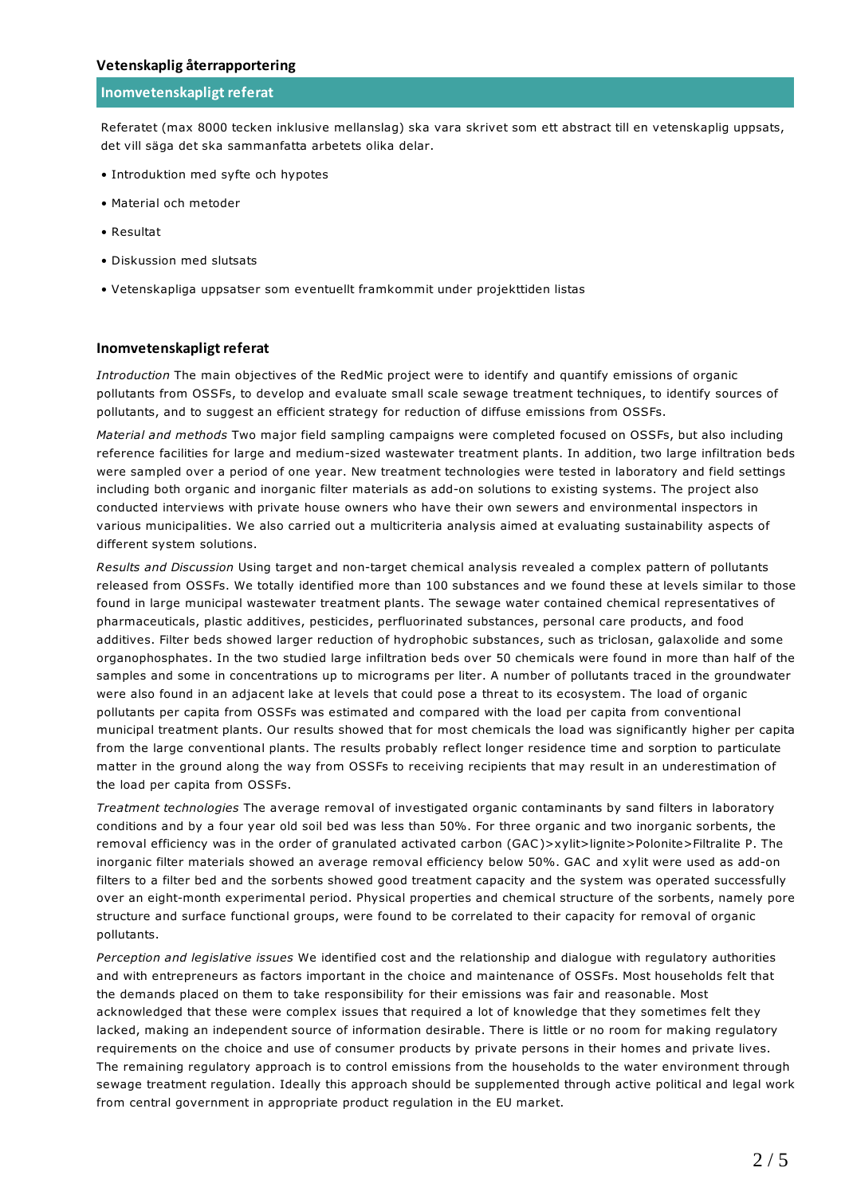### Vetenskaplig återrapportering

#### Inomvetenskapligt referat

Referatet (max 8000 tecken inklusive mellanslag) ska vara skrivet som ett abstract till en vetenskaplig uppsats, det vill säga det ska sammanfatta arbetets olika delar.

- Introduktion med syfte och hypotes
- Material och metoder
- Resultat
- Diskussion med slutsats
- Vetenskapliga uppsatser som eventuellt framkommit under projekttiden listas

#### Inomvetenskapligt referat

*Introduction* The main objectives of the RedMic project were to identify and quantify emissions of organic pollutants from OSSFs, to develop and evaluate small scale sewage treatment techniques, to identify sources of pollutants, and to suggest an efficient strategy for reduction of diffuse emissions from OSSFs.

*Material and methods* Two major field sampling campaigns were completed focused on OSSFs, but also including reference facilities for large and medium-sized wastewater treatment plants. In addition, two large infiltration beds were sampled over a period of one year. New treatment technologies were tested in laboratory and field settings including both organic and inorganic filter materials as add-on solutions to existing systems. The project also conducted interviews with private house owners who have their own sewers and environmental inspectors in various municipalities. We also carried out a multicriteria analysis aimed at evaluating sustainability aspects of different system solutions.

*Results and Discussion* Using target and non-target chemical analysis revealed a complex pattern of pollutants released from OSSFs. We totally identified more than 100 substances and we found these at levels similar to those found in large municipal wastewater treatment plants. The sewage water contained chemical representatives of pharmaceuticals, plastic additives, pesticides, perfluorinated substances, personal care products, and food additives. Filter beds showed larger reduction of hydrophobic substances, such as triclosan, galaxolide and some organophosphates. In the two studied large infiltration beds over 50 chemicals were found in more than half of the samples and some in concentrations up to micrograms per liter. A number of pollutants traced in the groundwater were also found in an adjacent lake at levels that could pose a threat to its ecosystem. The load of organic pollutants per capita from OSSFs was estimated and compared with the load per capita from conventional municipal treatment plants. Our results showed that for most chemicals the load was significantly higher per capita from the large conventional plants. The results probably reflect longer residence time and sorption to particulate matter in the ground along the way from OSSFs to receiving recipients that may result in an underestimation of the load per capita from OSSFs.

*Treatment technologies* The average removal of investigated organic contaminants by sand filters in laboratory conditions and by a four year old soil bed was less than 50%. For three organic and two inorganic sorbents, the removal efficiency was in the order of granulated activated carbon (GAC)>xylit>lignite>Polonite>Filtralite P. The inorganic filter materials showed an average removal efficiency below 50%. GAC and xylit were used as add-on filters to a filter bed and the sorbents showed good treatment capacity and the system was operated successfully over an eight-month experimental period. Physical properties and chemical structure of the sorbents, namely pore structure and surface functional groups, were found to be correlated to their capacity for removal of organic pollutants.

*Perception and legislative issues* We identified cost and the relationship and dialogue with regulatory authorities and with entrepreneurs as factors important in the choice and maintenance of OSSFs. Most households felt that the demands placed on them to take responsibility for their emissions was fair and reasonable. Most acknowledged that these were complex issues that required a lot of knowledge that they sometimes felt they lacked, making an independent source of information desirable. There is little or no room for making regulatory requirements on the choice and use of consumer products by private persons in their homes and private lives. The remaining regulatory approach is to control emissions from the households to the water environment through sewage treatment regulation. Ideally this approach should be supplemented through active political and legal work from central government in appropriate product regulation in the EU market.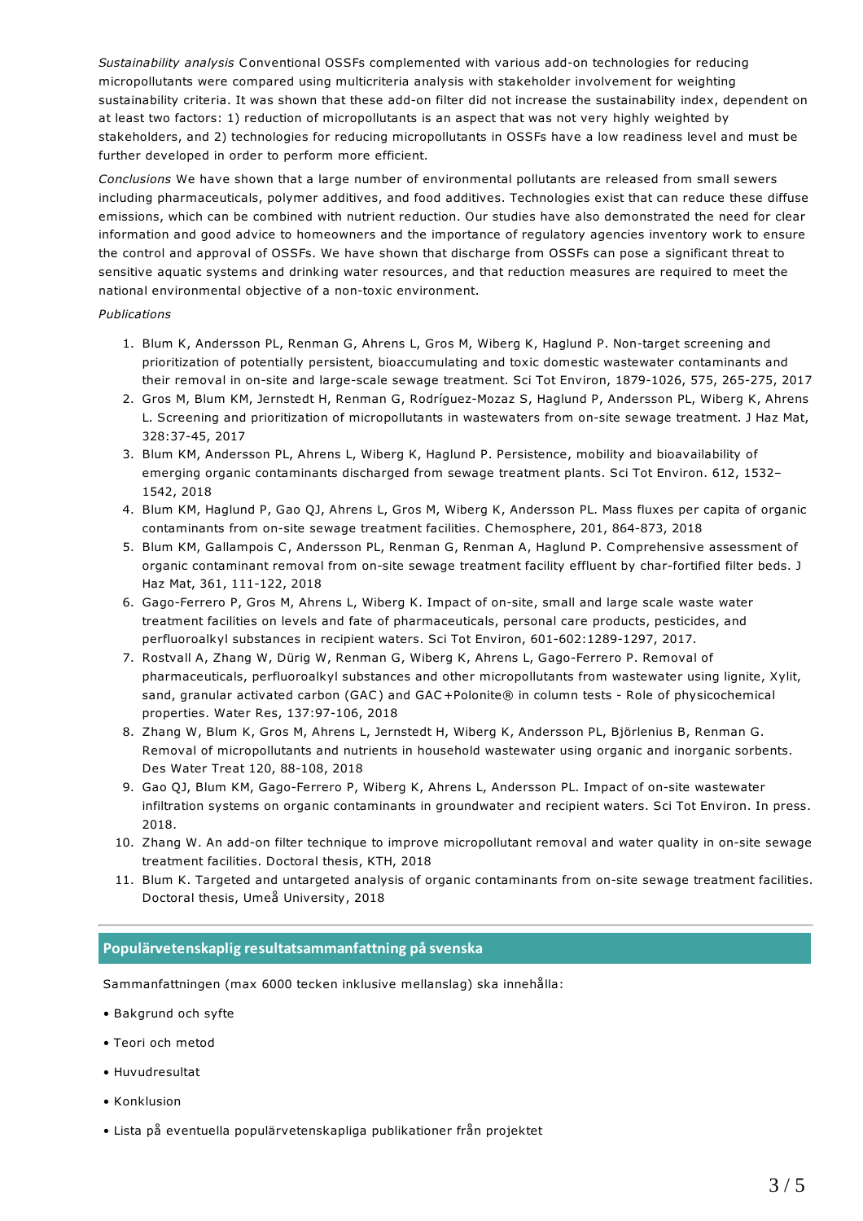*Sustainability analysis* Conventional OSSFs complemented with various add-on technologies for reducing micropollutants were compared using multicriteria analysis with stakeholder involvement for weighting sustainability criteria. It was shown that these add-on filter did not increase the sustainability index, dependent on at least two factors: 1) reduction of micropollutants is an aspect that was not very highly weighted by stakeholders, and 2) technologies for reducing micropollutants in OSSFs have a low readiness level and must be further developed in order to perform more efficient.

*Conclusions* We have shown that a large number of environmental pollutants are released from small sewers including pharmaceuticals, polymer additives, and food additives. Technologies exist that can reduce these diffuse emissions, which can be combined with nutrient reduction. Our studies have also demonstrated the need for clear information and good advice to homeowners and the importance of regulatory agencies inventory work to ensure the control and approval of OSSFs. We have shown that discharge from OSSFs can pose a significant threat to sensitive aquatic systems and drinking water resources, and that reduction measures are required to meet the national environmental objective of a non-toxic environment.

*Publications*

1. Blum K, Andersson PL, Renman G, Ahrens L, Gros M, Wiberg K, Haglund P. Non-target screening and prioritization of potentially persistent, bioaccumulating and toxic domestic wastewater contaminants and their removal in on-site and large-scale sewage treatment. Sci Tot Environ, 1879-1026, 575, 265-275, 2017
2. Gros M, Blum KM, Jernstedt H, Renman G, Rodríguez-Mozaz S, Haglund P, Andersson PL, Wiberg K, Ahrens L. Screening and prioritization of micropollutants in wastewaters from on-site sewage treatment. J Haz Mat, 328:37-45, 2017
3. Blum KM, Andersson PL, Ahrens L, Wiberg K, Haglund P. Persistence, mobility and bioavailability of emerging organic contaminants discharged from sewage treatment plants. Sci Tot Environ. 612, 1532–1542, 2018
4. Blum KM, Haglund P, Gao QJ, Ahrens L, Gros M, Wiberg K, Andersson PL. Mass fluxes per capita of organic contaminants from on-site sewage treatment facilities. Chemosphere, 201, 864-873, 2018
5. Blum KM, Gallampois C, Andersson PL, Renman G, Renman A, Haglund P. Comprehensive assessment of organic contaminant removal from on-site sewage treatment facility effluent by char-fortified filter beds. J Haz Mat, 361, 111-122, 2018
6. Gago-Ferrero P, Gros M, Ahrens L, Wiberg K. Impact of on-site, small and large scale waste water treatment facilities on levels and fate of pharmaceuticals, personal care products, pesticides, and perfluoroalkyl substances in recipient waters. Sci Tot Environ, 601-602:1289-1297, 2017.
7. Rostvall A, Zhang W, Dürig W, Renman G, Wiberg K, Ahrens L, Gago-Ferrero P. Removal of pharmaceuticals, perfluoroalkyl substances and other micropollutants from wastewater using lignite, Xylit, sand, granular activated carbon (GAC) and GAC+Polonite® in column tests - Role of physicochemical properties. Water Res, 137:97-106, 2018
8. Zhang W, Blum K, Gros M, Ahrens L, Jernstedt H, Wiberg K, Andersson PL, Björlenius B, Renman G. Removal of micropollutants and nutrients in household wastewater using organic and inorganic sorbents. Des Water Treat 120, 88-108, 2018
9. Gao QJ, Blum KM, Gago-Ferrero P, Wiberg K, Ahrens L, Andersson PL. Impact of on-site wastewater infiltration systems on organic contaminants in groundwater and recipient waters. Sci Tot Environ. In press. 2018.
10. Zhang W. An add-on filter technique to improve micropollutant removal and water quality in on-site sewage treatment facilities. Doctoral thesis, KTH, 2018
11. Blum K. Targeted and untargeted analysis of organic contaminants from on-site sewage treatment facilities. Doctoral thesis, Umeå University, 2018

## Populärvetenskaplig resultatsammanfattning på svenska

Sammanfattningen (max 6000 tecken inklusive mellanslag) ska innehålla:

- Bakgrund och syfte
- Teori och metod
- Huvudresultat
- Konklusion
- Lista på eventuella populärvetenskapliga publikationer från projektet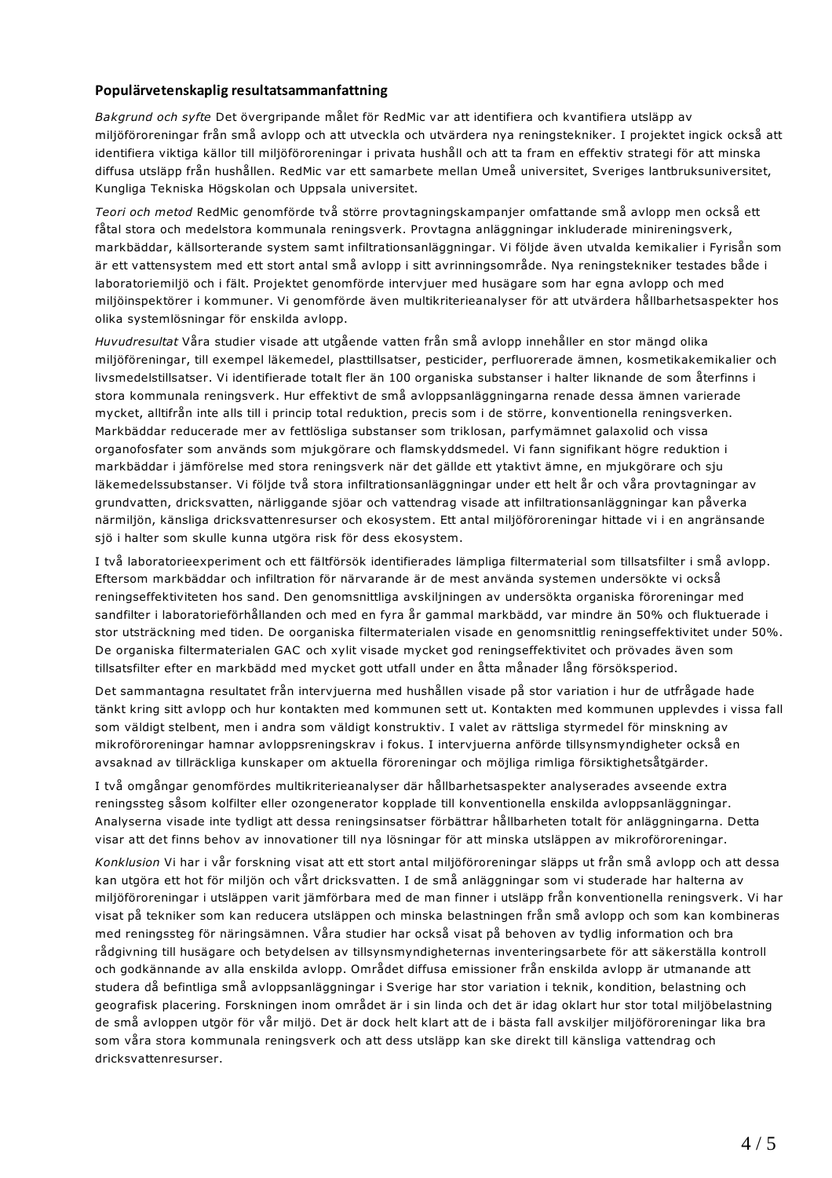**Populärvetenskaplig resultatsammanfattning**

*Bakgrund och syfte* Det övergripande målet för RedMic var att identifiera och kvantifiera utsläpp av miljöföroreningar från små avlopp och att utveckla och utvärdera nya reningstekniker. I projektet ingick också att identifiera viktiga källor till miljöföroreningar i privata hushåll och att ta fram en effektiv strategi för att minska diffusa utsläpp från hushållen. RedMic var ett samarbete mellan Umeå universitet, Sveriges lantbruksuniversitet, Kungliga Tekniska Högskolan och Uppsala universitet.

*Teori och metod* RedMic genomförde två större provtagningskampanjer omfattande små avlopp men också ett fåtal stora och medelstora kommunala reningsverk. Provtagna anläggningar inkluderade minireningsverk, markbäddar, källsorterande system samt infiltrationsanläggningar. Vi följde även utvalda kemikalier i Fyrisån som är ett vattensystem med ett stort antal små avlopp i sitt avrinningsområde. Nya reningstekniker testades både i laboratoriemiljö och i fält. Projektet genomförde intervjuer med husägare som har egna avlopp och med miljöinspektörer i kommuner. Vi genomförde även multikriterieanalyser för att utvärdera hållbarhetsaspekter hos olika systemlösningar för enskilda avlopp.

*Huvudresultat* Våra studier visade att utgående vatten från små avlopp innehåller en stor mängd olika miljöföreningar, till exempel läkemedel, plasttillsatser, pesticider, perfluorerade ämnen, kosmetikakemikalier och livsmedelstillsatser. Vi identifierade totalt fler än 100 organiska substanser i halter liknande de som återfinns i stora kommunala reningsverk. Hur effektivt de små avloppsanläggningarna renade dessa ämnen varierade mycket, alltifrån inte alls till i princip total reduktion, precis som i de större, konventionella reningsverken. Markbäddar reducerade mer av fettlösliga substanser som triklosan, parfymämnet galaxolid och vissa organofosfater som används som mjukgörare och flamskyddsmedel. Vi fann signifikant högre reduktion i markbäddar i jämförelse med stora reningsverk när det gällde ett ytaktivt ämne, en mjukgörare och sju läkemedelssubstanser. Vi följde två stora infiltrationsanläggningar under ett helt år och våra provtagningar av grundvatten, dricksvatten, närliggande sjöar och vattendrag visade att infiltrationsanläggningar kan påverka närmiljön, känsliga dricksvattenresurser och ekosystem. Ett antal miljöföroreningar hittade vi i en angränsande sjö i halter som skulle kunna utgöra risk för dess ekosystem.

I två laboratorieexperiment och ett fältförsök identifierades lämpliga filtermaterial som tillsatsfilter i små avlopp. Eftersom markbäddar och infiltration för närvarande är de mest använda systemen undersökte vi också reningseffektiviteten hos sand. Den genomsnittliga avskiljningen av undersökta organiska föroreningar med sandfilter i laboratorieförhållanden och med en fyra år gammal markbädd, var mindre än 50% och fluktuerade i stor utsträckning med tiden. De oorganiska filtermaterialen visade en genomsnittlig reningseffektivitet under 50%. De organiska filtermaterialen GAC och xylit visade mycket god reningseffektivitet och prövades även som tillsatsfilter efter en markbädd med mycket gott utfall under en åtta månader lång försöksperiod.

Det sammantagna resultatet från intervjuerna med hushållen visade på stor variation i hur de utfrågade hade tänkt kring sitt avlopp och hur kontakten med kommunen sett ut. Kontakten med kommunen upplevdes i vissa fall som väldigt stelbent, men i andra som väldigt konstruktiv. I valet av rättsliga styrmedel för minskning av mikroföroreningar hamnar avloppsreningskrav i fokus. I intervjuerna anförde tillsynsmyndigheter också en avsaknad av tillräckliga kunskaper om aktuella föroreningar och möjliga rimliga försiktighetsåtgärder.

I två omgångar genomfördes multikriterieanalyser där hållbarhetsaspekter analyserades avseende extra reningssteg såsom kolfilter eller ozongenerator kopplade till konventionella enskilda avloppsanläggningar. Analyserna visade inte tydligt att dessa reningsinsatser förbättrar hållbarheten totalt för anläggningarna. Detta visar att det finns behov av innovationer till nya lösningar för att minska utsläppen av mikroföroreningar.

*Konklusion* Vi har i vår forskning visat att ett stort antal miljöföroreningar släpps ut från små avlopp och att dessa kan utgöra ett hot för miljön och vårt dricksvatten. I de små anläggningar som vi studerade har halterna av miljöföroreningar i utsläppen varit jämförbara med de man finner i utsläpp från konventionella reningsverk. Vi har visat på tekniker som kan reducera utsläppen och minska belastningen från små avlopp och som kan kombineras med reningssteg för näringsämnen. Våra studier har också visat på behoven av tydlig information och bra rådgivning till husägare och betydelsen av tillsynsmyndigheternas inventeringsarbete för att säkerställa kontroll och godkännande av alla enskilda avlopp. Området diffusa emissioner från enskilda avlopp är utmanande att studera då befintliga små avloppsanläggningar i Sverige har stor variation i teknik, kondition, belastning och geografisk placering. Forskningen inom området är i sin linda och det är idag oklart hur stor total miljöbelastning de små avloppen utgör för vår miljö. Det är dock helt klart att de i bästa fall avskiljer miljöföroreningar lika bra som våra stora kommunala reningsverk och att dess utsläpp kan ske direkt till känsliga vattendrag och dricksvattenresurser.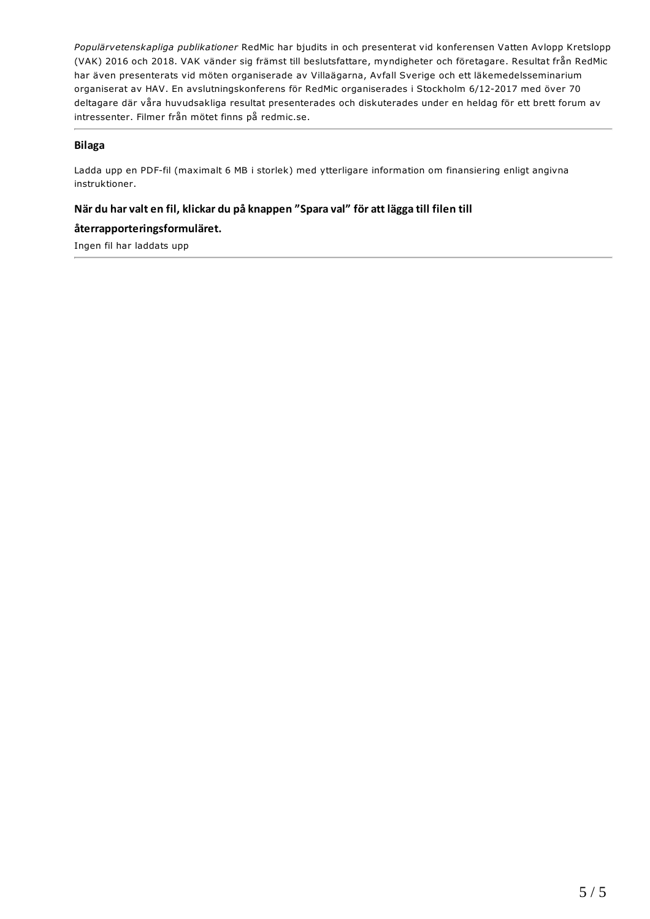*Populärvetenskapliga publikationer* RedMic har bjudits in och presenterat vid konferensen Vatten Avlopp Kretslopp (VAK) 2016 och 2018. VAK vänder sig främst till beslutsfattare, myndigheter och företagare. Resultat från RedMic har även presenterats vid möten organiserade av Villaägarna, Avfall Sverige och ett läkemedelsseminarium organiserat av HAV. En avslutningskonferens för RedMic organiserades i Stockholm 6/12-2017 med över 70 deltagare där våra huvudsakliga resultat presenterades och diskuterades under en heldag för ett brett forum av intressenter. Filmer från mötet finns på redmic.se.

---

### Bilaga

Ladda upp en PDF-fil (maximalt 6 MB i storlek) med ytterligare information om finansiering enligt angivna instruktioner.

**När du har valt en fil, klickar du på knappen "Spara val" för att lägga till filen till återrapporteringsformuläret.**

Ingen fil har laddats upp